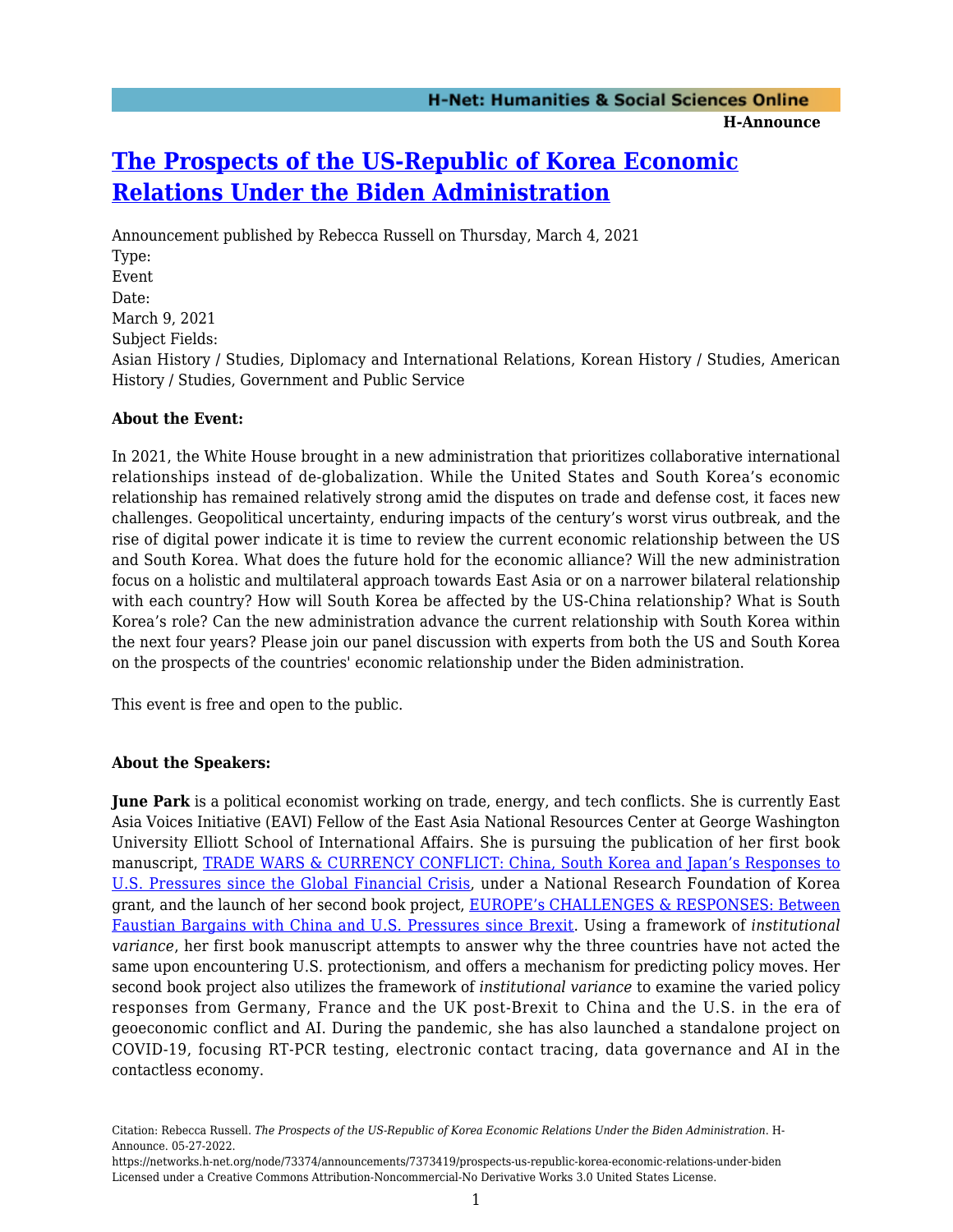# The Prospects of the US-Republic of Korea Economic Relations Under the Biden Administration

Announcement published by Rebecca Russell on Thursday, March 4, 2021

Type:
Event

Date:
March 9, 2021

Subject Fields:
Asian History / Studies, Diplomacy and International Relations, Korean History / Studies, American History / Studies, Government and Public Service

**About the Event:**

In 2021, the White House brought in a new administration that prioritizes collaborative international relationships instead of de-globalization. While the United States and South Korea's economic relationship has remained relatively strong amid the disputes on trade and defense cost, it faces new challenges. Geopolitical uncertainty, enduring impacts of the century's worst virus outbreak, and the rise of digital power indicate it is time to review the current economic relationship between the US and South Korea. What does the future hold for the economic alliance? Will the new administration focus on a holistic and multilateral approach towards East Asia or on a narrower bilateral relationship with each country? How will South Korea be affected by the US-China relationship? What is South Korea's role? Can the new administration advance the current relationship with South Korea within the next four years? Please join our panel discussion with experts from both the US and South Korea on the prospects of the countries' economic relationship under the Biden administration.

This event is free and open to the public.

**About the Speakers:**

**June Park** is a political economist working on trade, energy, and tech conflicts. She is currently East Asia Voices Initiative (EAVI) Fellow of the East Asia National Resources Center at George Washington University Elliott School of International Affairs. She is pursuing the publication of her first book manuscript, TRADE WARS & CURRENCY CONFLICT: China, South Korea and Japan's Responses to U.S. Pressures since the Global Financial Crisis, under a National Research Foundation of Korea grant, and the launch of her second book project, EUROPE's CHALLENGES & RESPONSES: Between Faustian Bargains with China and U.S. Pressures since Brexit. Using a framework of *institutional variance*, her first book manuscript attempts to answer why the three countries have not acted the same upon encountering U.S. protectionism, and offers a mechanism for predicting policy moves. Her second book project also utilizes the framework of *institutional variance* to examine the varied policy responses from Germany, France and the UK post-Brexit to China and the U.S. in the era of geoeconomic conflict and AI. During the pandemic, she has also launched a standalone project on COVID-19, focusing RT-PCR testing, electronic contact tracing, data governance and AI in the contactless economy.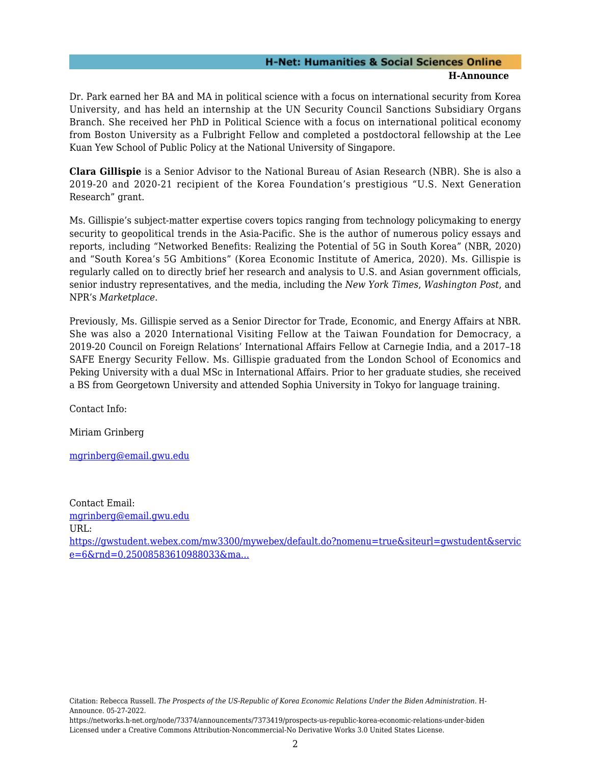Dr. Park earned her BA and MA in political science with a focus on international security from Korea University, and has held an internship at the UN Security Council Sanctions Subsidiary Organs Branch. She received her PhD in Political Science with a focus on international political economy from Boston University as a Fulbright Fellow and completed a postdoctoral fellowship at the Lee Kuan Yew School of Public Policy at the National University of Singapore.

**Clara Gillispie** is a Senior Advisor to the National Bureau of Asian Research (NBR). She is also a 2019-20 and 2020-21 recipient of the Korea Foundation's prestigious "U.S. Next Generation Research" grant.

Ms. Gillispie's subject-matter expertise covers topics ranging from technology policymaking to energy security to geopolitical trends in the Asia-Pacific. She is the author of numerous policy essays and reports, including "Networked Benefits: Realizing the Potential of 5G in South Korea" (NBR, 2020) and "South Korea's 5G Ambitions" (Korea Economic Institute of America, 2020). Ms. Gillispie is regularly called on to directly brief her research and analysis to U.S. and Asian government officials, senior industry representatives, and the media, including the *New York Times*, *Washington Post*, and NPR's *Marketplace*.

Previously, Ms. Gillispie served as a Senior Director for Trade, Economic, and Energy Affairs at NBR. She was also a 2020 International Visiting Fellow at the Taiwan Foundation for Democracy, a 2019-20 Council on Foreign Relations' International Affairs Fellow at Carnegie India, and a 2017–18 SAFE Energy Security Fellow. Ms. Gillispie graduated from the London School of Economics and Peking University with a dual MSc in International Affairs. Prior to her graduate studies, she received a BS from Georgetown University and attended Sophia University in Tokyo for language training.

Contact Info:

Miriam Grinberg

mgrinberg@email.gwu.edu

Contact Email:
mgrinberg@email.gwu.edu
URL:
https://gwstudent.webex.com/mw3300/mywebex/default.do?nomenu=true&siteurl=gwstudent&service=6&rnd=0.25008583610988033&ma...

Citation: Rebecca Russell. *The Prospects of the US-Republic of Korea Economic Relations Under the Biden Administration*. H-Announce. 05-27-2022.
https://networks.h-net.org/node/73374/announcements/7373419/prospects-us-republic-korea-economic-relations-under-biden
Licensed under a Creative Commons Attribution-Noncommercial-No Derivative Works 3.0 United States License.